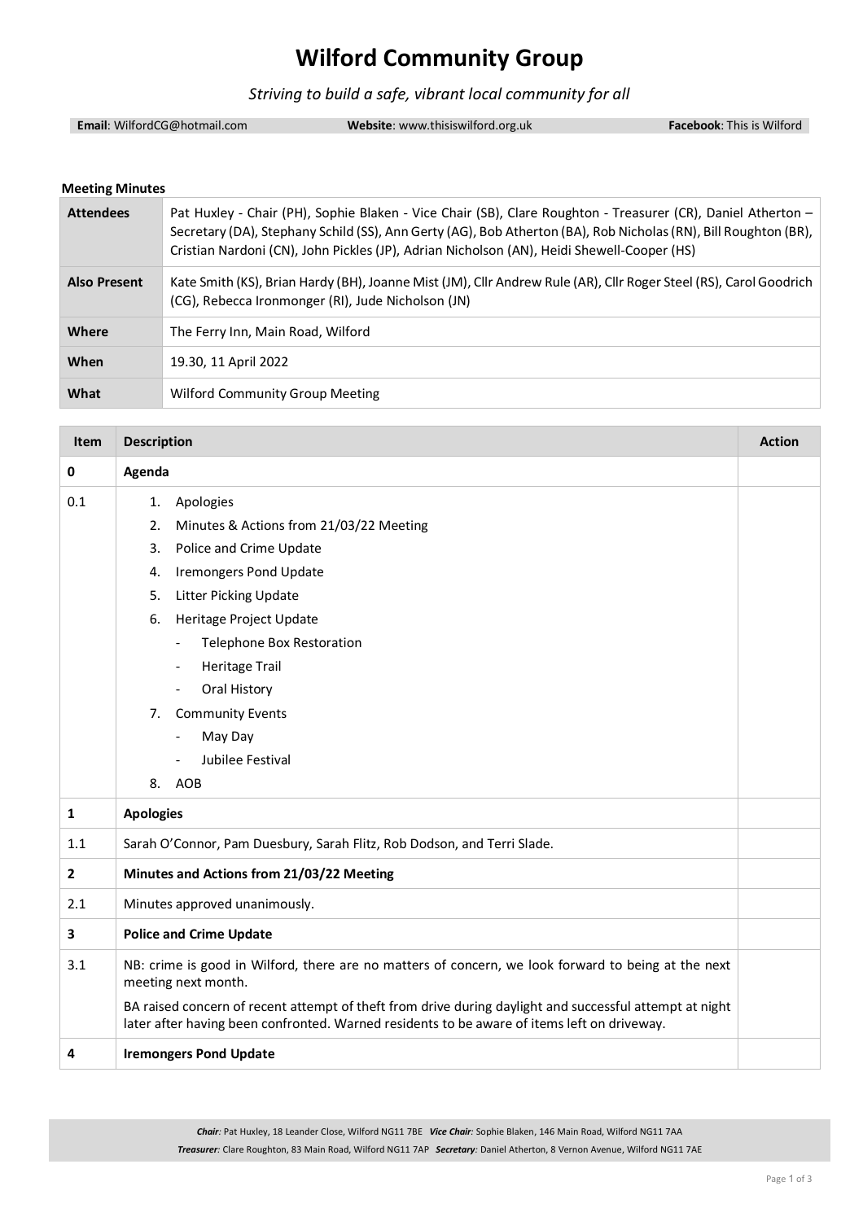# Wilford Community Group

*Striving to build a safe, vibrant local community for all*

**Email**: WilfordCG@hotmail.com **Website**: www.thisiswilford.org.uk **Facebook**: This is Wilford

**Meeting Minutes**

| | |
|---|---|
| **Attendees** | Pat Huxley - Chair (PH), Sophie Blaken - Vice Chair (SB), Clare Roughton - Treasurer (CR), Daniel Atherton – Secretary (DA), Stephany Schild (SS), Ann Gerty (AG), Bob Atherton (BA), Rob Nicholas (RN), Bill Roughton (BR), Cristian Nardoni (CN), John Pickles (JP), Adrian Nicholson (AN), Heidi Shewell-Cooper (HS) |
| **Also Present** | Kate Smith (KS), Brian Hardy (BH), Joanne Mist (JM), Cllr Andrew Rule (AR), Cllr Roger Steel (RS), Carol Goodrich (CG), Rebecca Ironmonger (RI), Jude Nicholson (JN) |
| **Where** | The Ferry Inn, Main Road, Wilford |
| **When** | 19.30, 11 April 2022 |
| **What** | Wilford Community Group Meeting |

| Item | Description | Action |
|---|---|---|
| **0** | **Agenda** | |
| 0.1 | 1. Apologies<br>2. Minutes & Actions from 21/03/22 Meeting<br>3. Police and Crime Update<br>4. Iremongers Pond Update<br>5. Litter Picking Update<br>6. Heritage Project Update<br>- Telephone Box Restoration<br>- Heritage Trail<br>- Oral History<br>7. Community Events<br>- May Day<br>- Jubilee Festival<br>8. AOB | |
| **1** | **Apologies** | |
| 1.1 | Sarah O'Connor, Pam Duesbury, Sarah Flitz, Rob Dodson, and Terri Slade. | |
| **2** | **Minutes and Actions from 21/03/22 Meeting** | |
| 2.1 | Minutes approved unanimously. | |
| **3** | **Police and Crime Update** | |
| 3.1 | NB: crime is good in Wilford, there are no matters of concern, we look forward to being at the next meeting next month.<br>BA raised concern of recent attempt of theft from drive during daylight and successful attempt at night later after having been confronted. Warned residents to be aware of items left on driveway. | |
| **4** | **Iremongers Pond Update** | |

*Chair:* Pat Huxley, 18 Leander Close, Wilford NG11 7BE *Vice Chair:* Sophie Blaken, 146 Main Road, Wilford NG11 7AA
*Treasurer:* Clare Roughton, 83 Main Road, Wilford NG11 7AP *Secretary:* Daniel Atherton, 8 Vernon Avenue, Wilford NG11 7AE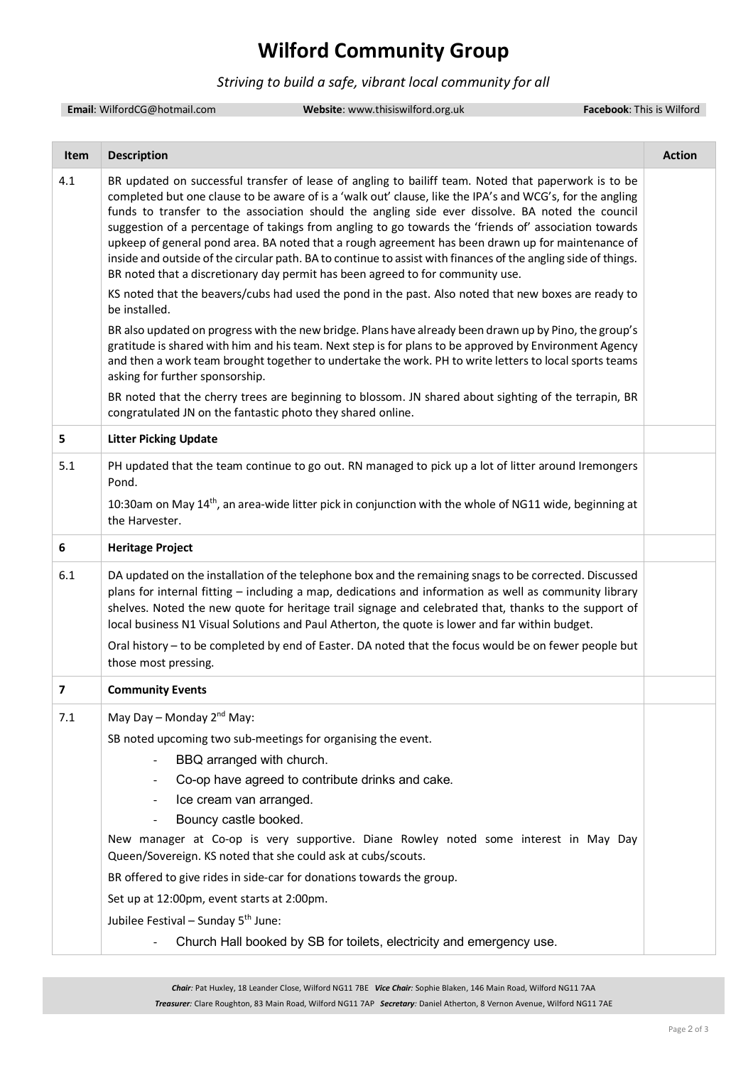# Wilford Community Group

*Striving to build a safe, vibrant local community for all*

**Email**: WilfordCG@hotmail.com **Website**: www.thisiswilford.org.uk **Facebook**: This is Wilford

| Item | Description | Action |
|---|---|---|
| 4.1 | BR updated on successful transfer of lease of angling to bailiff team. Noted that paperwork is to be completed but one clause to be aware of is a 'walk out' clause, like the IPA's and WCG's, for the angling funds to transfer to the association should the angling side ever dissolve. BA noted the council suggestion of a percentage of takings from angling to go towards the 'friends of' association towards upkeep of general pond area. BA noted that a rough agreement has been drawn up for maintenance of inside and outside of the circular path. BA to continue to assist with finances of the angling side of things. BR noted that a discretionary day permit has been agreed to for community use.<br><br>KS noted that the beavers/cubs had used the pond in the past. Also noted that new boxes are ready to be installed.<br><br>BR also updated on progress with the new bridge. Plans have already been drawn up by Pino, the group's gratitude is shared with him and his team. Next step is for plans to be approved by Environment Agency and then a work team brought together to undertake the work. PH to write letters to local sports teams asking for further sponsorship.<br><br>BR noted that the cherry trees are beginning to blossom. JN shared about sighting of the terrapin, BR congratulated JN on the fantastic photo they shared online. | |
| **5** | **Litter Picking Update** | |
| 5.1 | PH updated that the team continue to go out. RN managed to pick up a lot of litter around Iremongers Pond.<br><br>10:30am on May 14th, an area-wide litter pick in conjunction with the whole of NG11 wide, beginning at the Harvester. | |
| **6** | **Heritage Project** | |
| 6.1 | DA updated on the installation of the telephone box and the remaining snags to be corrected. Discussed plans for internal fitting – including a map, dedications and information as well as community library shelves. Noted the new quote for heritage trail signage and celebrated that, thanks to the support of local business N1 Visual Solutions and Paul Atherton, the quote is lower and far within budget.<br><br>Oral history – to be completed by end of Easter. DA noted that the focus would be on fewer people but those most pressing. | |
| **7** | **Community Events** | |
| 7.1 | May Day – Monday 2nd May:<br><br>SB noted upcoming two sub-meetings for organising the event.<br>- BBQ arranged with church.<br>- Co-op have agreed to contribute drinks and cake.<br>- Ice cream van arranged.<br>- Bouncy castle booked.<br><br>New manager at Co-op is very supportive. Diane Rowley noted some interest in May Day Queen/Sovereign. KS noted that she could ask at cubs/scouts.<br><br>BR offered to give rides in side-car for donations towards the group.<br><br>Set up at 12:00pm, event starts at 2:00pm.<br><br>Jubilee Festival – Sunday 5th June:<br>- Church Hall booked by SB for toilets, electricity and emergency use. | |

*Chair:* Pat Huxley, 18 Leander Close, Wilford NG11 7BE *Vice Chair:* Sophie Blaken, 146 Main Road, Wilford NG11 7AA
*Treasurer:* Clare Roughton, 83 Main Road, Wilford NG11 7AP *Secretary:* Daniel Atherton, 8 Vernon Avenue, Wilford NG11 7AE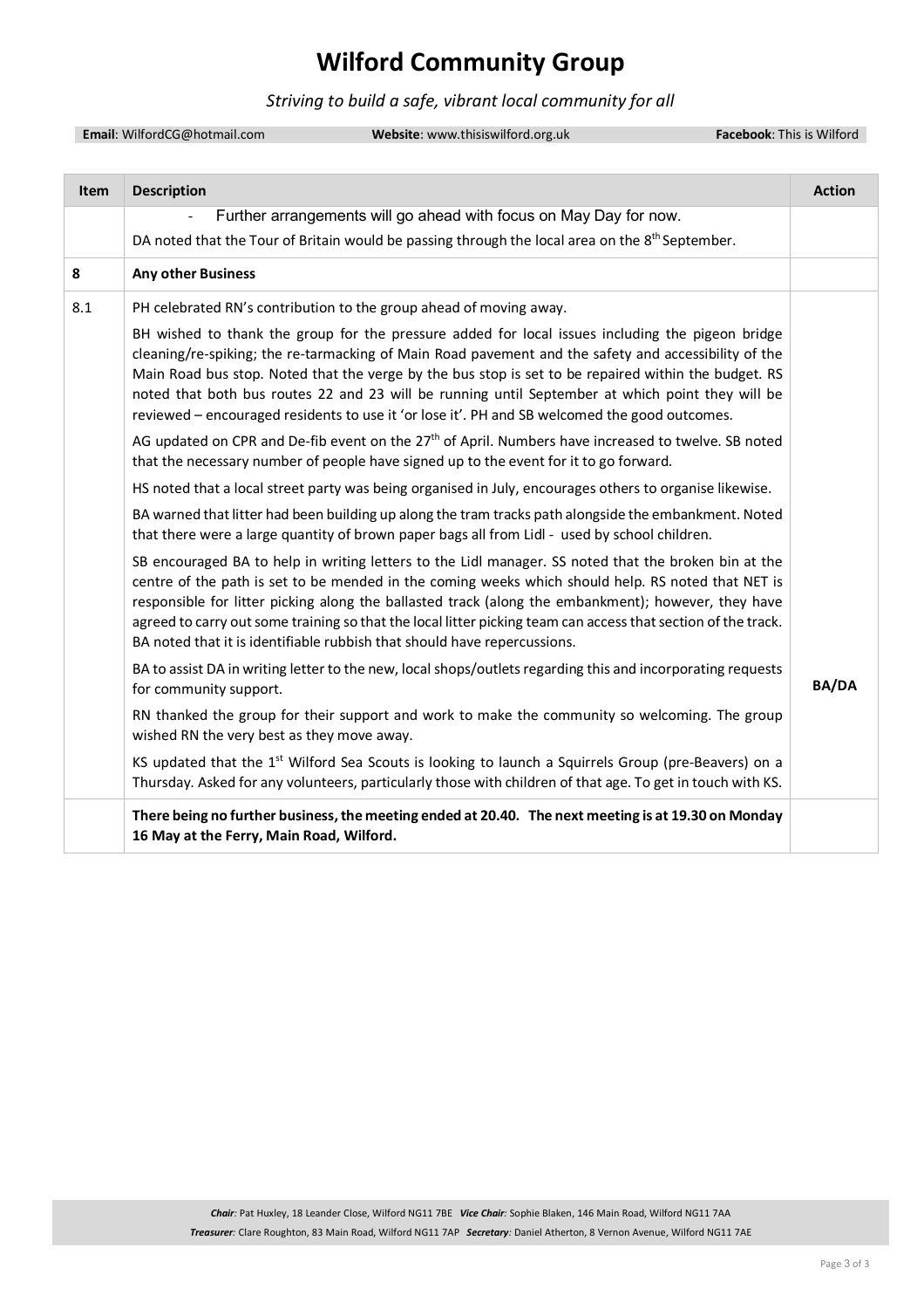# Wilford Community Group

*Striving to build a safe, vibrant local community for all*

**Email**: WilfordCG@hotmail.com **Website**: www.thisiswilford.org.uk **Facebook**: This is Wilford

| Item | Description | Action |
|---|---|---|
| | - Further arrangements will go ahead with focus on May Day for now.<br>DA noted that the Tour of Britain would be passing through the local area on the 8th September. | |
| **8** | **Any other Business** | |
| 8.1 | PH celebrated RN's contribution to the group ahead of moving away.<br>BH wished to thank the group for the pressure added for local issues including the pigeon bridge cleaning/re-spiking; the re-tarmacking of Main Road pavement and the safety and accessibility of the Main Road bus stop. Noted that the verge by the bus stop is set to be repaired within the budget. RS noted that both bus routes 22 and 23 will be running until September at which point they will be reviewed – encouraged residents to use it 'or lose it'. PH and SB welcomed the good outcomes.<br>AG updated on CPR and De-fib event on the 27th of April. Numbers have increased to twelve. SB noted that the necessary number of people have signed up to the event for it to go forward.<br>HS noted that a local street party was being organised in July, encourages others to organise likewise.<br>BA warned that litter had been building up along the tram tracks path alongside the embankment. Noted that there were a large quantity of brown paper bags all from Lidl - used by school children.<br>SB encouraged BA to help in writing letters to the Lidl manager. SS noted that the broken bin at the centre of the path is set to be mended in the coming weeks which should help. RS noted that NET is responsible for litter picking along the ballasted track (along the embankment); however, they have agreed to carry out some training so that the local litter picking team can access that section of the track. BA noted that it is identifiable rubbish that should have repercussions.<br>BA to assist DA in writing letter to the new, local shops/outlets regarding this and incorporating requests for community support.<br>RN thanked the group for their support and work to make the community so welcoming. The group wished RN the very best as they move away.<br>KS updated that the 1st Wilford Sea Scouts is looking to launch a Squirrels Group (pre-Beavers) on a Thursday. Asked for any volunteers, particularly those with children of that age. To get in touch with KS. | **BA/DA** |
| | **There being no further business, the meeting ended at 20.40. The next meeting is at 19.30 on Monday 16 May at the Ferry, Main Road, Wilford.** | |

***Chair:*** Pat Huxley, 18 Leander Close, Wilford NG11 7BE ***Vice Chair:*** Sophie Blaken, 146 Main Road, Wilford NG11 7AA
***Treasurer:*** Clare Roughton, 83 Main Road, Wilford NG11 7AP ***Secretary:*** Daniel Atherton, 8 Vernon Avenue, Wilford NG11 7AE